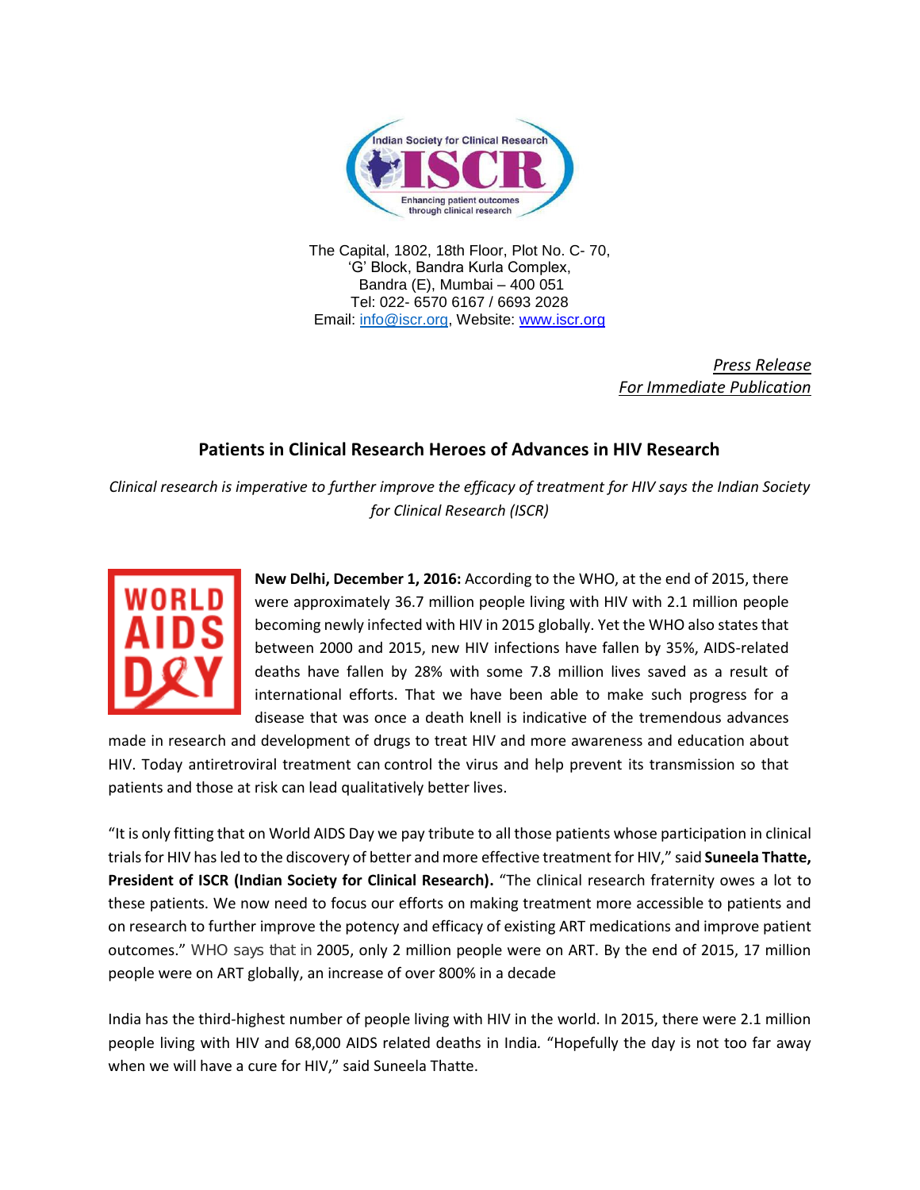Indian Society for Clinical Research

ISCR

Enhancing patient outcomes through clinical research

The Capital, 1802, 18th Floor, Plot No. C- 70,
'G' Block, Bandra Kurla Complex,
Bandra (E), Mumbai – 400 051
Tel: 022- 6570 6167 / 6693 2028
Email: info@iscr.org, Website: www.iscr.org

*Press Release*
*For Immediate Publication*

## Patients in Clinical Research Heroes of Advances in HIV Research

*Clinical research is imperative to further improve the efficacy of treatment for HIV says the Indian Society for Clinical Research (ISCR)*

WORLD AIDS DAY

**New Delhi, December 1, 2016:** According to the WHO, at the end of 2015, there were approximately 36.7 million people living with HIV with 2.1 million people becoming newly infected with HIV in 2015 globally. Yet the WHO also states that between 2000 and 2015, new HIV infections have fallen by 35%, AIDS-related deaths have fallen by 28% with some 7.8 million lives saved as a result of international efforts. That we have been able to make such progress for a disease that was once a death knell is indicative of the tremendous advances made in research and development of drugs to treat HIV and more awareness and education about HIV. Today antiretroviral treatment can control the virus and help prevent its transmission so that patients and those at risk can lead qualitatively better lives.

"It is only fitting that on World AIDS Day we pay tribute to all those patients whose participation in clinical trials for HIV has led to the discovery of better and more effective treatment for HIV," said **Suneela Thatte, President of ISCR (Indian Society for Clinical Research).** "The clinical research fraternity owes a lot to these patients. We now need to focus our efforts on making treatment more accessible to patients and on research to further improve the potency and efficacy of existing ART medications and improve patient outcomes." WHO says that in 2005, only 2 million people were on ART. By the end of 2015, 17 million people were on ART globally, an increase of over 800% in a decade

India has the third-highest number of people living with HIV in the world. In 2015, there were 2.1 million people living with HIV and 68,000 AIDS related deaths in India. "Hopefully the day is not too far away when we will have a cure for HIV," said Suneela Thatte.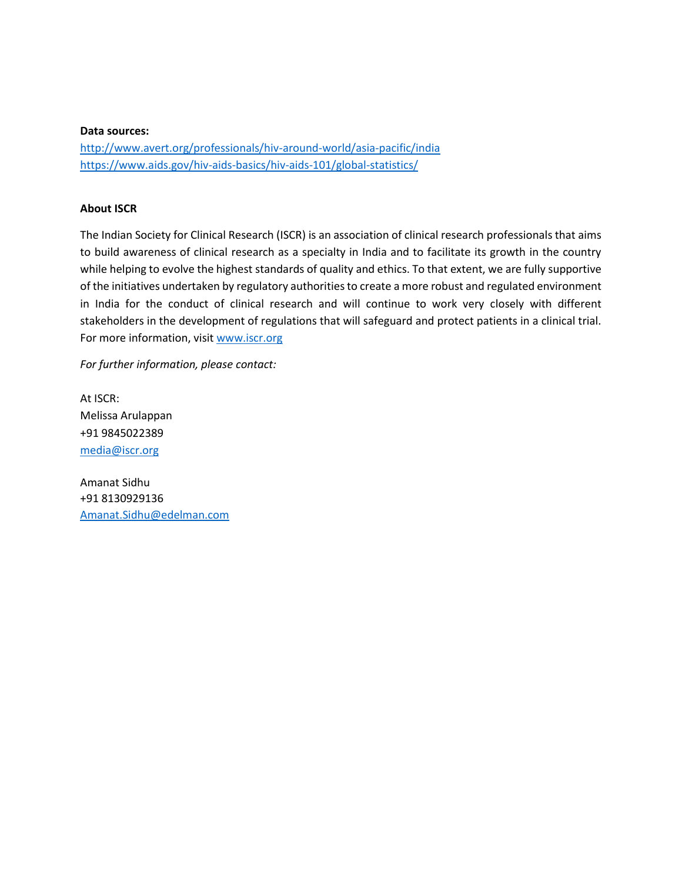**Data sources:**

http://www.avert.org/professionals/hiv-around-world/asia-pacific/india
https://www.aids.gov/hiv-aids-basics/hiv-aids-101/global-statistics/

**About ISCR**

The Indian Society for Clinical Research (ISCR) is an association of clinical research professionals that aims to build awareness of clinical research as a specialty in India and to facilitate its growth in the country while helping to evolve the highest standards of quality and ethics. To that extent, we are fully supportive of the initiatives undertaken by regulatory authorities to create a more robust and regulated environment in India for the conduct of clinical research and will continue to work very closely with different stakeholders in the development of regulations that will safeguard and protect patients in a clinical trial. For more information, visit www.iscr.org

*For further information, please contact:*

At ISCR:
Melissa Arulappan
+91 9845022389
media@iscr.org

Amanat Sidhu
+91 8130929136
Amanat.Sidhu@edelman.com